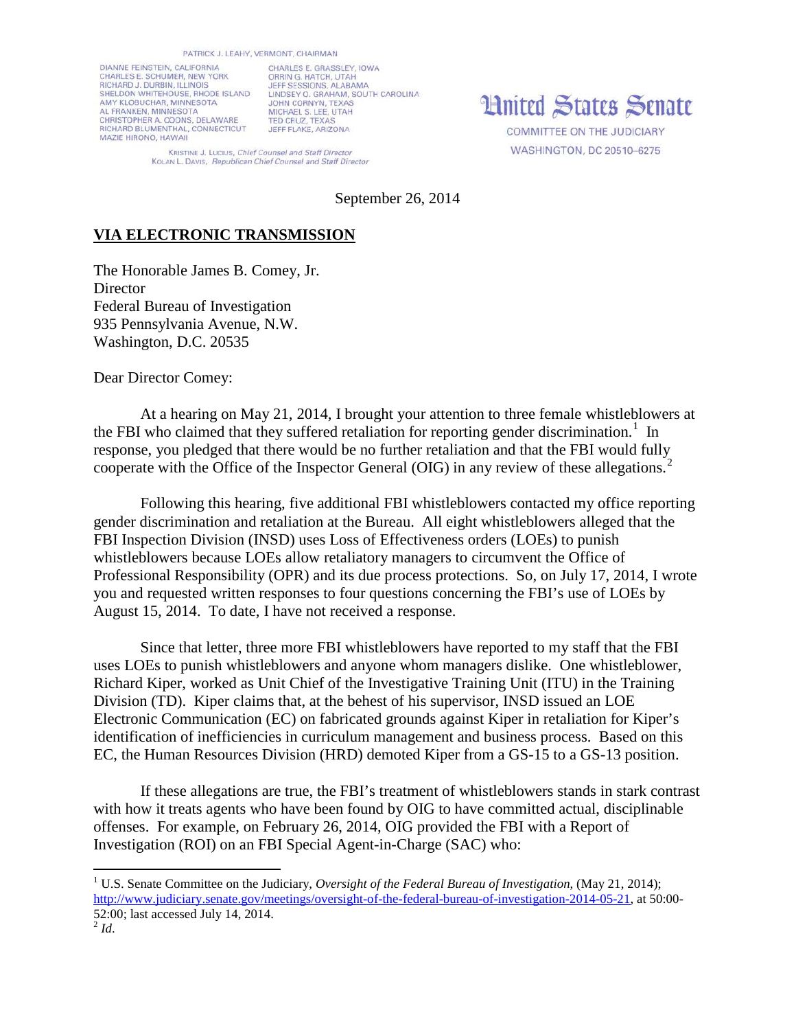PATRICK J. LEAHY, VERMONT, CHAIRMAN

DIANNE FEINSTEIN, CALIFORNIA
CHARLES E. SCHUMER, NEW YORK
RICHARD J. DURBIN, ILLINOIS
SHELDON WHITEHOUSE, RHODE ISLAND
AMY KLOBUCHAR, MINNESOTA
AL FRANKEN, MINNESOTA
CHRISTOPHER A. COONS, DELAWARE
RICHARD BLUMENTHAL, CONNECTICUT
MAZIE HIRONO, HAWAII

CHARLES E. GRASSLEY, IOWA
ORRIN G. HATCH, UTAH
JEFF SESSIONS, ALABAMA
LINDSEY O. GRAHAM, SOUTH CAROLINA
JOHN CORNYN, TEXAS
MICHAEL S. LEE, UTAH
TED CRUZ, TEXAS
JEFF FLAKE, ARIZONA

KRISTINE J. LUCIUS, *Chief Counsel and Staff Director*
KOLAN L. DAVIS, *Republican Chief Counsel and Staff Director*

United States Senate

COMMITTEE ON THE JUDICIARY
WASHINGTON, DC 20510–6275

September 26, 2014

**VIA ELECTRONIC TRANSMISSION**

The Honorable James B. Comey, Jr.
Director
Federal Bureau of Investigation
935 Pennsylvania Avenue, N.W.
Washington, D.C. 20535

Dear Director Comey:

At a hearing on May 21, 2014, I brought your attention to three female whistleblowers at the FBI who claimed that they suffered retaliation for reporting gender discrimination.[1] In response, you pledged that there would be no further retaliation and that the FBI would fully cooperate with the Office of the Inspector General (OIG) in any review of these allegations.[2]

Following this hearing, five additional FBI whistleblowers contacted my office reporting gender discrimination and retaliation at the Bureau. All eight whistleblowers alleged that the FBI Inspection Division (INSD) uses Loss of Effectiveness orders (LOEs) to punish whistleblowers because LOEs allow retaliatory managers to circumvent the Office of Professional Responsibility (OPR) and its due process protections. So, on July 17, 2014, I wrote you and requested written responses to four questions concerning the FBI's use of LOEs by August 15, 2014. To date, I have not received a response.

Since that letter, three more FBI whistleblowers have reported to my staff that the FBI uses LOEs to punish whistleblowers and anyone whom managers dislike. One whistleblower, Richard Kiper, worked as Unit Chief of the Investigative Training Unit (ITU) in the Training Division (TD). Kiper claims that, at the behest of his supervisor, INSD issued an LOE Electronic Communication (EC) on fabricated grounds against Kiper in retaliation for Kiper's identification of inefficiencies in curriculum management and business process. Based on this EC, the Human Resources Division (HRD) demoted Kiper from a GS-15 to a GS-13 position.

If these allegations are true, the FBI's treatment of whistleblowers stands in stark contrast with how it treats agents who have been found by OIG to have committed actual, disciplinable offenses. For example, on February 26, 2014, OIG provided the FBI with a Report of Investigation (ROI) on an FBI Special Agent-in-Charge (SAC) who:

---

[1] U.S. Senate Committee on the Judiciary, *Oversight of the Federal Bureau of Investigation,* (May 21, 2014); http://www.judiciary.senate.gov/meetings/oversight-of-the-federal-bureau-of-investigation-2014-05-21, at 50:00-52:00; last accessed July 14, 2014.

[2] *Id*.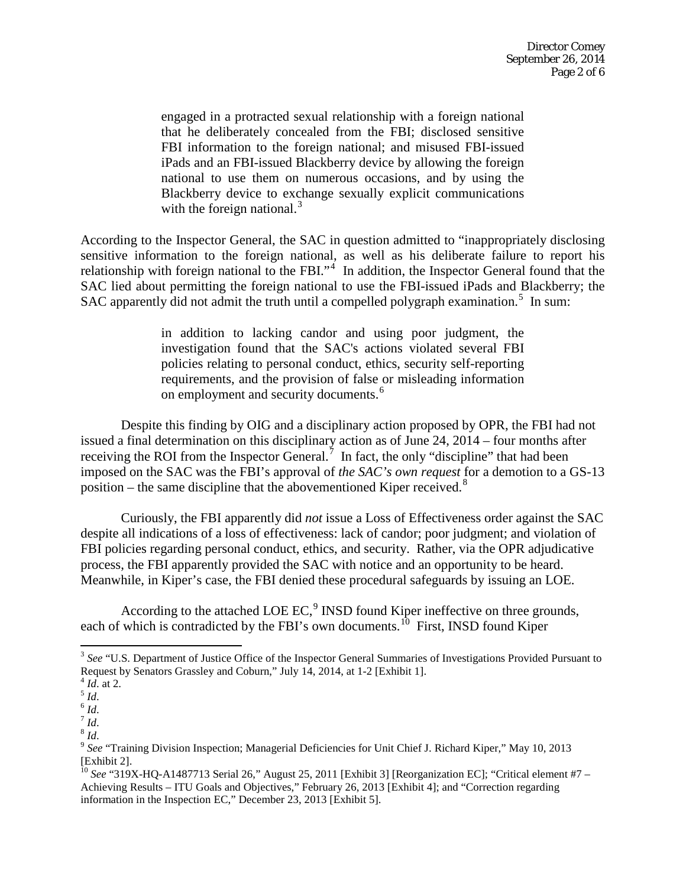> engaged in a protracted sexual relationship with a foreign national that he deliberately concealed from the FBI; disclosed sensitive FBI information to the foreign national; and misused FBI-issued iPads and an FBI-issued Blackberry device by allowing the foreign national to use them on numerous occasions, and by using the Blackberry device to exchange sexually explicit communications with the foreign national.[3]

According to the Inspector General, the SAC in question admitted to "inappropriately disclosing sensitive information to the foreign national, as well as his deliberate failure to report his relationship with foreign national to the FBI."[4] In addition, the Inspector General found that the SAC lied about permitting the foreign national to use the FBI-issued iPads and Blackberry; the SAC apparently did not admit the truth until a compelled polygraph examination.[5] In sum:

> in addition to lacking candor and using poor judgment, the investigation found that the SAC's actions violated several FBI policies relating to personal conduct, ethics, security self-reporting requirements, and the provision of false or misleading information on employment and security documents.[6]

Despite this finding by OIG and a disciplinary action proposed by OPR, the FBI had not issued a final determination on this disciplinary action as of June 24, 2014 – four months after receiving the ROI from the Inspector General.[7] In fact, the only "discipline" that had been imposed on the SAC was the FBI's approval of *the SAC's own request* for a demotion to a GS-13 position – the same discipline that the abovementioned Kiper received.[8]

Curiously, the FBI apparently did *not* issue a Loss of Effectiveness order against the SAC despite all indications of a loss of effectiveness: lack of candor; poor judgment; and violation of FBI policies regarding personal conduct, ethics, and security. Rather, via the OPR adjudicative process, the FBI apparently provided the SAC with notice and an opportunity to be heard. Meanwhile, in Kiper's case, the FBI denied these procedural safeguards by issuing an LOE.

According to the attached LOE EC,[9] INSD found Kiper ineffective on three grounds, each of which is contradicted by the FBI's own documents.[10] First, INSD found Kiper

---

[3] *See* "U.S. Department of Justice Office of the Inspector General Summaries of Investigations Provided Pursuant to Request by Senators Grassley and Coburn," July 14, 2014, at 1-2 [Exhibit 1].

[4] *Id*. at 2.

[5] *Id*.

[6] *Id*.

[7] *Id*.

[8] *Id*.

[9] *See* "Training Division Inspection; Managerial Deficiencies for Unit Chief J. Richard Kiper," May 10, 2013 [Exhibit 2].

[10] *See* "319X-HQ-A1487713 Serial 26," August 25, 2011 [Exhibit 3] [Reorganization EC]; "Critical element #7 – Achieving Results – ITU Goals and Objectives," February 26, 2013 [Exhibit 4]; and "Correction regarding information in the Inspection EC," December 23, 2013 [Exhibit 5].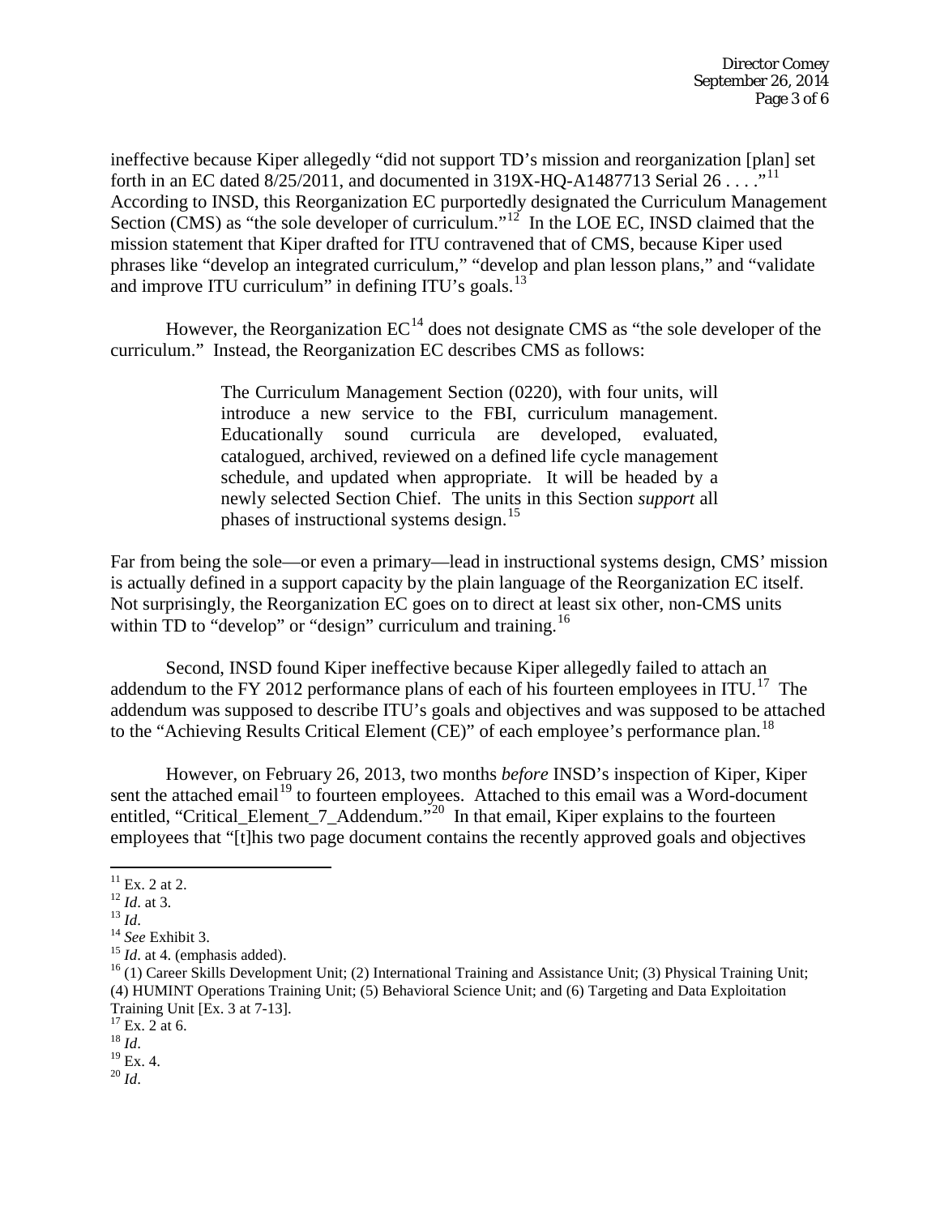ineffective because Kiper allegedly "did not support TD's mission and reorganization [plan] set forth in an EC dated 8/25/2011, and documented in 319X-HQ-A1487713 Serial 26 . . . ."[11] According to INSD, this Reorganization EC purportedly designated the Curriculum Management Section (CMS) as "the sole developer of curriculum."[12] In the LOE EC, INSD claimed that the mission statement that Kiper drafted for ITU contravened that of CMS, because Kiper used phrases like "develop an integrated curriculum," "develop and plan lesson plans," and "validate and improve ITU curriculum" in defining ITU's goals.[13]

However, the Reorganization EC[14] does not designate CMS as "the sole developer of the curriculum." Instead, the Reorganization EC describes CMS as follows:

> The Curriculum Management Section (0220), with four units, will introduce a new service to the FBI, curriculum management. Educationally sound curricula are developed, evaluated, catalogued, archived, reviewed on a defined life cycle management schedule, and updated when appropriate. It will be headed by a newly selected Section Chief. The units in this Section *support* all phases of instructional systems design.[15]

Far from being the sole—or even a primary—lead in instructional systems design, CMS' mission is actually defined in a support capacity by the plain language of the Reorganization EC itself. Not surprisingly, the Reorganization EC goes on to direct at least six other, non-CMS units within TD to "develop" or "design" curriculum and training.[16]

Second, INSD found Kiper ineffective because Kiper allegedly failed to attach an addendum to the FY 2012 performance plans of each of his fourteen employees in ITU.[17] The addendum was supposed to describe ITU's goals and objectives and was supposed to be attached to the "Achieving Results Critical Element (CE)" of each employee's performance plan.[18]

However, on February 26, 2013, two months *before* INSD's inspection of Kiper, Kiper sent the attached email[19] to fourteen employees. Attached to this email was a Word-document entitled, "Critical_Element_7_Addendum."[20] In that email, Kiper explains to the fourteen employees that "[t]his two page document contains the recently approved goals and objectives

---

[11] Ex. 2 at 2.
[12] *Id*. at 3.
[13] *Id*.
[14] *See* Exhibit 3.
[15] *Id*. at 4. (emphasis added).
[16] (1) Career Skills Development Unit; (2) International Training and Assistance Unit; (3) Physical Training Unit; (4) HUMINT Operations Training Unit; (5) Behavioral Science Unit; and (6) Targeting and Data Exploitation Training Unit [Ex. 3 at 7-13].
[17] Ex. 2 at 6.
[18] *Id*.
[19] Ex. 4.
[20] *Id*.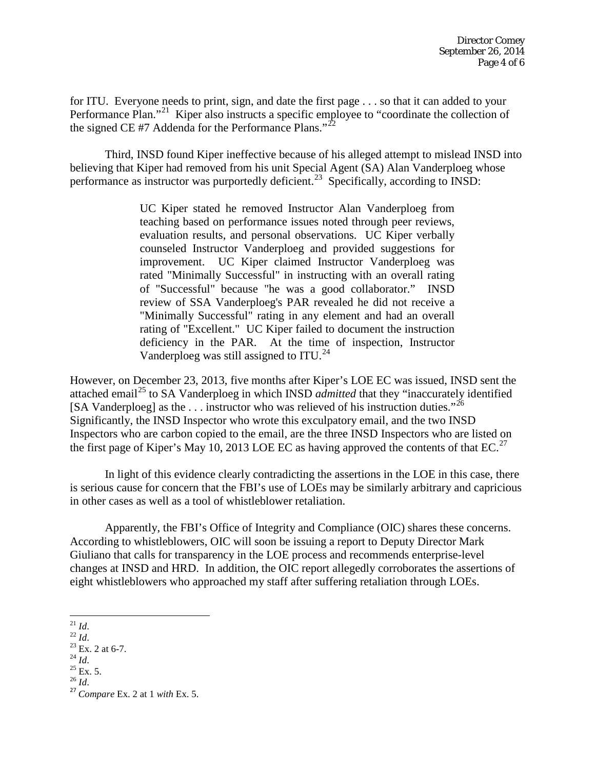for ITU. Everyone needs to print, sign, and date the first page . . . so that it can added to your Performance Plan."[21] Kiper also instructs a specific employee to "coordinate the collection of the signed CE #7 Addenda for the Performance Plans."[22]

Third, INSD found Kiper ineffective because of his alleged attempt to mislead INSD into believing that Kiper had removed from his unit Special Agent (SA) Alan Vanderploeg whose performance as instructor was purportedly deficient.[23] Specifically, according to INSD:

> UC Kiper stated he removed Instructor Alan Vanderploeg from teaching based on performance issues noted through peer reviews, evaluation results, and personal observations. UC Kiper verbally counseled Instructor Vanderploeg and provided suggestions for improvement. UC Kiper claimed Instructor Vanderploeg was rated "Minimally Successful" in instructing with an overall rating of "Successful" because "he was a good collaborator." INSD review of SSA Vanderploeg's PAR revealed he did not receive a "Minimally Successful" rating in any element and had an overall rating of "Excellent." UC Kiper failed to document the instruction deficiency in the PAR. At the time of inspection, Instructor Vanderploeg was still assigned to ITU.[24]

However, on December 23, 2013, five months after Kiper's LOE EC was issued, INSD sent the attached email[25] to SA Vanderploeg in which INSD *admitted* that they "inaccurately identified [SA Vanderploeg] as the . . . instructor who was relieved of his instruction duties."[26] Significantly, the INSD Inspector who wrote this exculpatory email, and the two INSD Inspectors who are carbon copied to the email, are the three INSD Inspectors who are listed on the first page of Kiper's May 10, 2013 LOE EC as having approved the contents of that EC.[27]

In light of this evidence clearly contradicting the assertions in the LOE in this case, there is serious cause for concern that the FBI's use of LOEs may be similarly arbitrary and capricious in other cases as well as a tool of whistleblower retaliation.

Apparently, the FBI's Office of Integrity and Compliance (OIC) shares these concerns. According to whistleblowers, OIC will soon be issuing a report to Deputy Director Mark Giuliano that calls for transparency in the LOE process and recommends enterprise-level changes at INSD and HRD. In addition, the OIC report allegedly corroborates the assertions of eight whistleblowers who approached my staff after suffering retaliation through LOEs.

---

[21] *Id*.

[22] *Id*.

[23] Ex. 2 at 6-7.

[24] *Id*.

[25] Ex. 5.

[26] *Id*.

[27] *Compare* Ex. 2 at 1 *with* Ex. 5.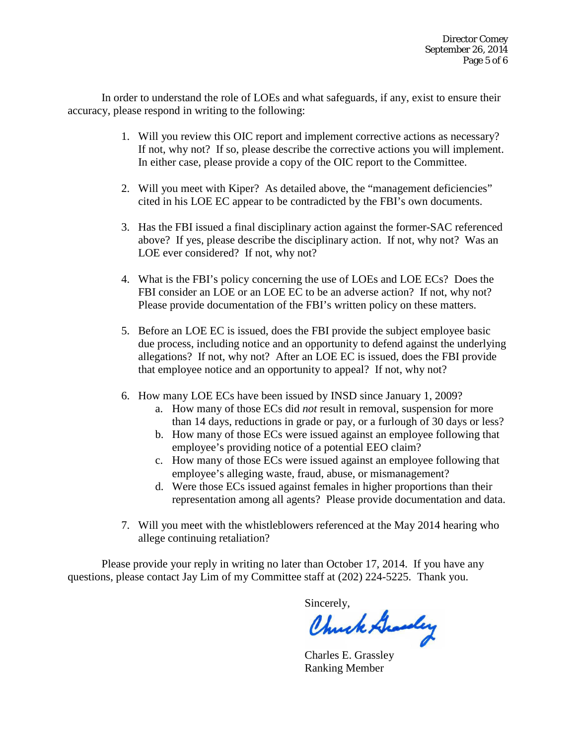In order to understand the role of LOEs and what safeguards, if any, exist to ensure their accuracy, please respond in writing to the following:

1. Will you review this OIC report and implement corrective actions as necessary? If not, why not? If so, please describe the corrective actions you will implement. In either case, please provide a copy of the OIC report to the Committee.

2. Will you meet with Kiper? As detailed above, the "management deficiencies" cited in his LOE EC appear to be contradicted by the FBI's own documents.

3. Has the FBI issued a final disciplinary action against the former-SAC referenced above? If yes, please describe the disciplinary action. If not, why not? Was an LOE ever considered? If not, why not?

4. What is the FBI's policy concerning the use of LOEs and LOE ECs? Does the FBI consider an LOE or an LOE EC to be an adverse action? If not, why not? Please provide documentation of the FBI's written policy on these matters.

5. Before an LOE EC is issued, does the FBI provide the subject employee basic due process, including notice and an opportunity to defend against the underlying allegations? If not, why not? After an LOE EC is issued, does the FBI provide that employee notice and an opportunity to appeal? If not, why not?

6. How many LOE ECs have been issued by INSD since January 1, 2009?
   a. How many of those ECs did *not* result in removal, suspension for more than 14 days, reductions in grade or pay, or a furlough of 30 days or less?
   b. How many of those ECs were issued against an employee following that employee's providing notice of a potential EEO claim?
   c. How many of those ECs were issued against an employee following that employee's alleging waste, fraud, abuse, or mismanagement?
   d. Were those ECs issued against females in higher proportions than their representation among all agents? Please provide documentation and data.

7. Will you meet with the whistleblowers referenced at the May 2014 hearing who allege continuing retaliation?

Please provide your reply in writing no later than October 17, 2014. If you have any questions, please contact Jay Lim of my Committee staff at (202) 224-5225. Thank you.

Sincerely,

Chuck Grassley

Charles E. Grassley
Ranking Member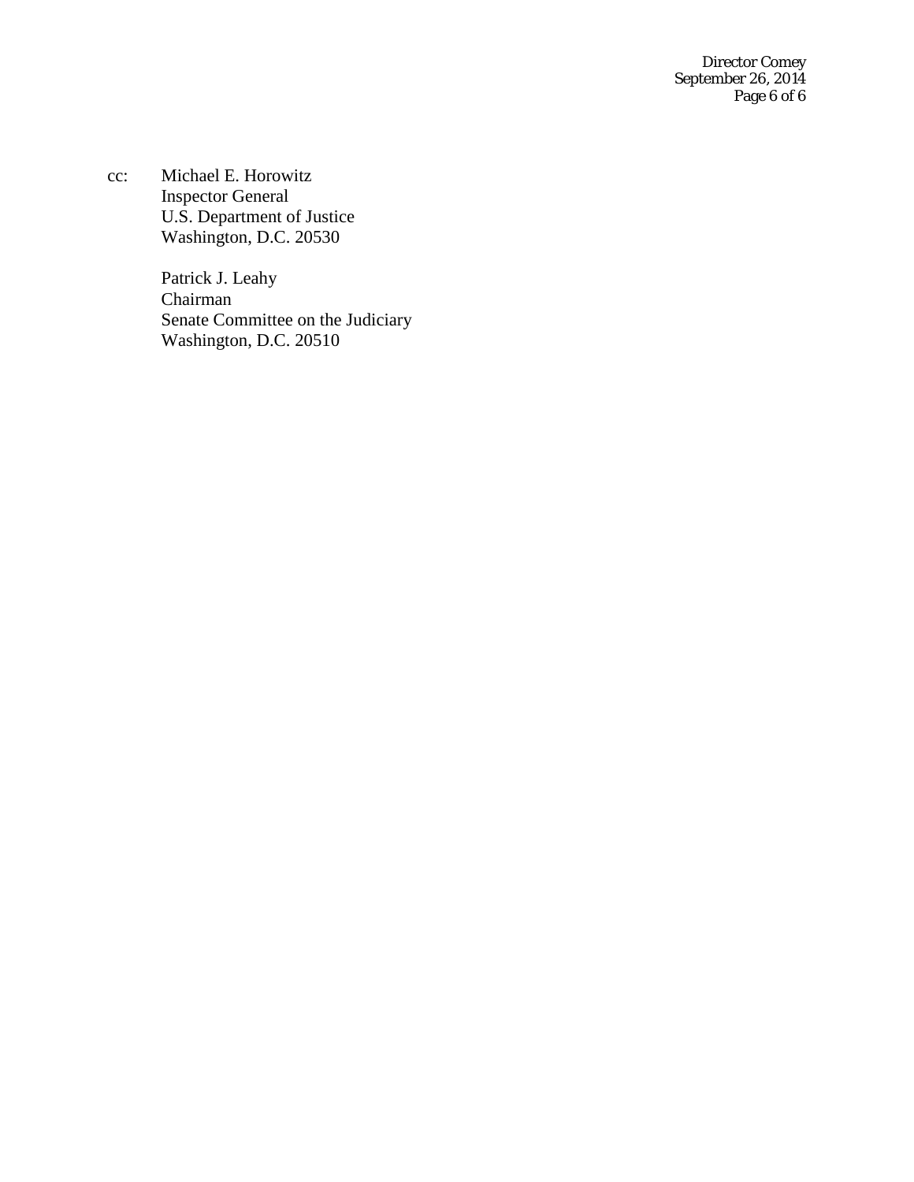cc: Michael E. Horowitz
Inspector General
U.S. Department of Justice
Washington, D.C. 20530

Patrick J. Leahy
Chairman
Senate Committee on the Judiciary
Washington, D.C. 20510